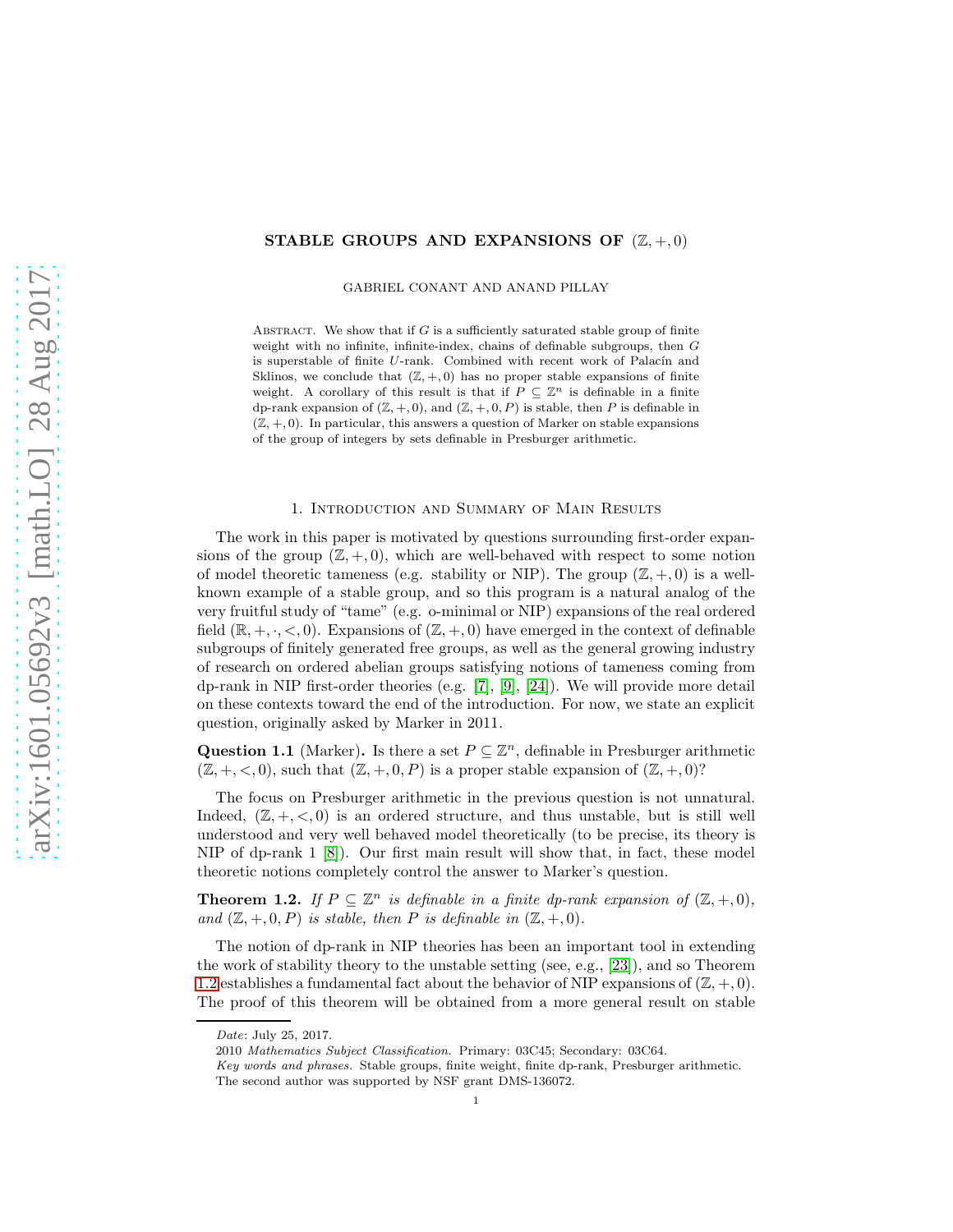# STABLE GROUPS AND EXPANSIONS OF $(\mathbb{Z}, +, 0)$

GABRIEL CONANT AND ANAND PILLAY

Abstract. We show that if $G$ is a sufficiently saturated stable group of finite weight with no infinite, infinite-index, chains of definable subgroups, then $G$ is superstable of finite $U$-rank. Combined with recent work of Palacín and Sklinos, we conclude that $(\mathbb{Z}, +, 0)$ has no proper stable expansions of finite weight. A corollary of this result is that if $P \subseteq \mathbb{Z}^n$ is definable in a finite dp-rank expansion of $(\mathbb{Z}, +, 0)$, and $(\mathbb{Z}, +, 0, P)$ is stable, then $P$ is definable in $(\mathbb{Z}, +, 0)$. In particular, this answers a question of Marker on stable expansions of the group of integers by sets definable in Presburger arithmetic.

## 1. Introduction and Summary of Main Results

The work in this paper is motivated by questions surrounding first-order expansions of the group $(\mathbb{Z}, +, 0)$, which are well-behaved with respect to some notion of model theoretic tameness (e.g. stability or NIP). The group $(\mathbb{Z}, +, 0)$ is a well-known example of a stable group, and so this program is a natural analog of the very fruitful study of "tame" (e.g. o-minimal or NIP) expansions of the real ordered field $(\mathbb{R}, +, \cdot, <, 0)$. Expansions of $(\mathbb{Z}, +, 0)$ have emerged in the context of definable subgroups of finitely generated free groups, as well as the general growing industry of research on ordered abelian groups satisfying notions of tameness coming from dp-rank in NIP first-order theories (e.g. [7], [9], [24]). We will provide more detail on these contexts toward the end of the introduction. For now, we state an explicit question, originally asked by Marker in 2011.

**Question 1.1** (Marker). Is there a set $P \subseteq \mathbb{Z}^n$, definable in Presburger arithmetic $(\mathbb{Z}, +, <, 0)$, such that $(\mathbb{Z}, +, 0, P)$ is a proper stable expansion of $(\mathbb{Z}, +, 0)$?

The focus on Presburger arithmetic in the previous question is not unnatural. Indeed, $(\mathbb{Z}, +, <, 0)$ is an ordered structure, and thus unstable, but is still well understood and very well behaved model theoretically (to be precise, its theory is NIP of dp-rank 1 [8]). Our first main result will show that, in fact, these model theoretic notions completely control the answer to Marker's question.

**Theorem 1.2.** *If $P \subseteq \mathbb{Z}^n$ is definable in a finite dp-rank expansion of $(\mathbb{Z}, +, 0)$, and $(\mathbb{Z}, +, 0, P)$ is stable, then $P$ is definable in $(\mathbb{Z}, +, 0)$.*

The notion of dp-rank in NIP theories has been an important tool in extending the work of stability theory to the unstable setting (see, e.g., [23]), and so Theorem 1.2 establishes a fundamental fact about the behavior of NIP expansions of $(\mathbb{Z}, +, 0)$. The proof of this theorem will be obtained from a more general result on stable

*Date*: July 25, 2017.

2010 *Mathematics Subject Classification.* Primary: 03C45; Secondary: 03C64.

*Key words and phrases.* Stable groups, finite weight, finite dp-rank, Presburger arithmetic.

The second author was supported by NSF grant DMS-136072.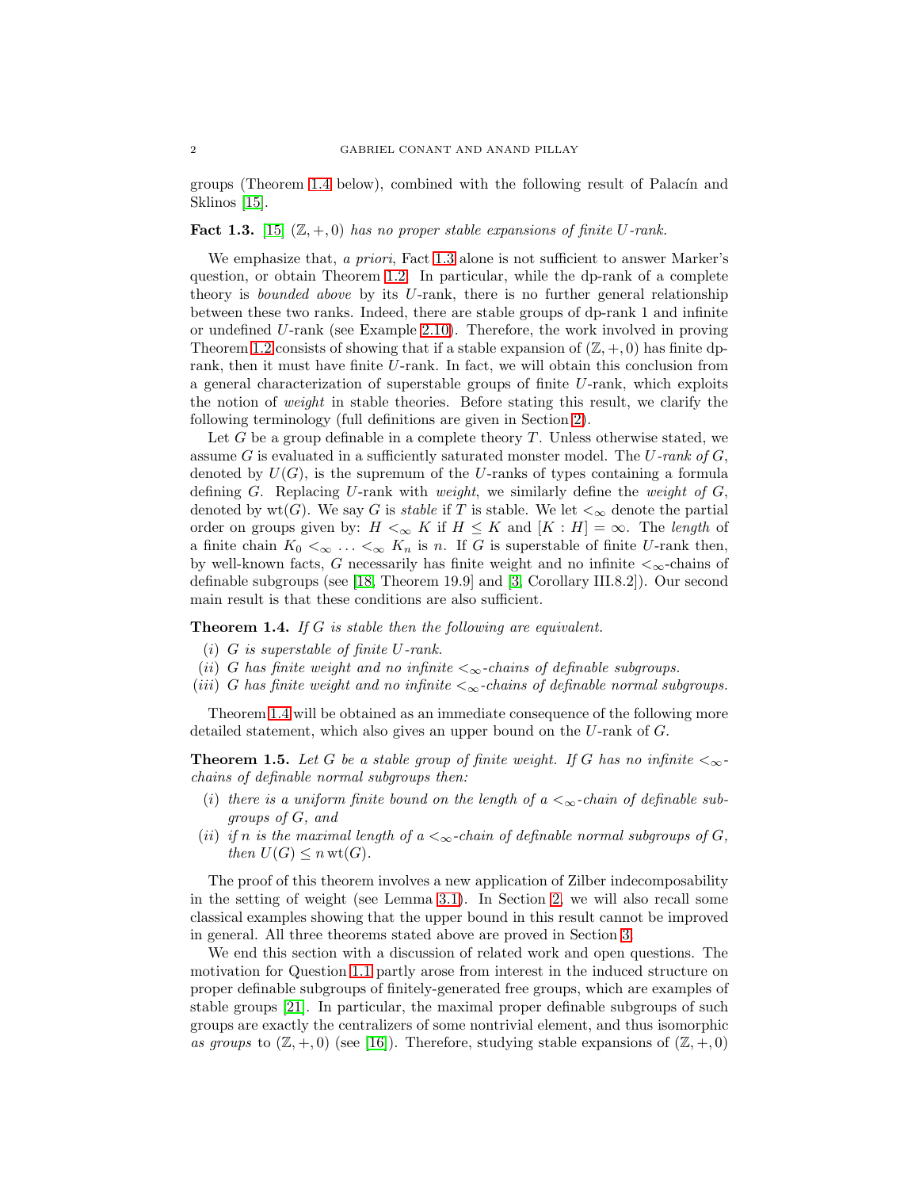groups (Theorem 1.4 below), combined with the following result of Palacín and Sklinos [15].

**Fact 1.3.** [15] *$(\mathbb{Z}, +, 0)$ has no proper stable expansions of finite $U$-rank.*

We emphasize that, *a priori*, Fact 1.3 alone is not sufficient to answer Marker's question, or obtain Theorem 1.2. In particular, while the dp-rank of a complete theory is *bounded above* by its $U$-rank, there is no further general relationship between these two ranks. Indeed, there are stable groups of dp-rank 1 and infinite or undefined $U$-rank (see Example 2.10). Therefore, the work involved in proving Theorem 1.2 consists of showing that if a stable expansion of $(\mathbb{Z}, +, 0)$ has finite dp-rank, then it must have finite $U$-rank. In fact, we will obtain this conclusion from a general characterization of superstable groups of finite $U$-rank, which exploits the notion of *weight* in stable theories. Before stating this result, we clarify the following terminology (full definitions are given in Section 2).

Let $G$ be a group definable in a complete theory $T$. Unless otherwise stated, we assume $G$ is evaluated in a sufficiently saturated monster model. The *$U$-rank of $G$*, denoted by $U(G)$, is the supremum of the $U$-ranks of types containing a formula defining $G$. Replacing $U$-rank with *weight*, we similarly define the *weight of $G$*, denoted by $\mathrm{wt}(G)$. We say $G$ is *stable* if $T$ is stable. We let $<_\infty$ denote the partial order on groups given by: $H <_\infty K$ if $H \leq K$ and $[K : H] = \infty$. The *length* of a finite chain $K_0 <_\infty \ldots <_\infty K_n$ is $n$. If $G$ is superstable of finite $U$-rank then, by well-known facts, $G$ necessarily has finite weight and no infinite $<_\infty$-chains of definable subgroups (see [18, Theorem 19.9] and [3, Corollary III.8.2]). Our second main result is that these conditions are also sufficient.

**Theorem 1.4.** *If $G$ is stable then the following are equivalent.*

*(i) $G$ is superstable of finite $U$-rank.*
*(ii) $G$ has finite weight and no infinite $<_\infty$-chains of definable subgroups.*
*(iii) $G$ has finite weight and no infinite $<_\infty$-chains of definable normal subgroups.*

Theorem 1.4 will be obtained as an immediate consequence of the following more detailed statement, which also gives an upper bound on the $U$-rank of $G$.

**Theorem 1.5.** *Let $G$ be a stable group of finite weight. If $G$ has no infinite $<_\infty$-chains of definable normal subgroups then:*

*(i) there is a uniform finite bound on the length of a $<_\infty$-chain of definable subgroups of $G$, and*
*(ii) if $n$ is the maximal length of a $<_\infty$-chain of definable normal subgroups of $G$, then $U(G) \leq n\,\mathrm{wt}(G)$.*

The proof of this theorem involves a new application of Zilber indecomposability in the setting of weight (see Lemma 3.1). In Section 2, we will also recall some classical examples showing that the upper bound in this result cannot be improved in general. All three theorems stated above are proved in Section 3.

We end this section with a discussion of related work and open questions. The motivation for Question 1.1 partly arose from interest in the induced structure on proper definable subgroups of finitely-generated free groups, which are examples of stable groups [21]. In particular, the maximal proper definable subgroups of such groups are exactly the centralizers of some nontrivial element, and thus isomorphic *as groups* to $(\mathbb{Z}, +, 0)$ (see [16]). Therefore, studying stable expansions of $(\mathbb{Z}, +, 0)$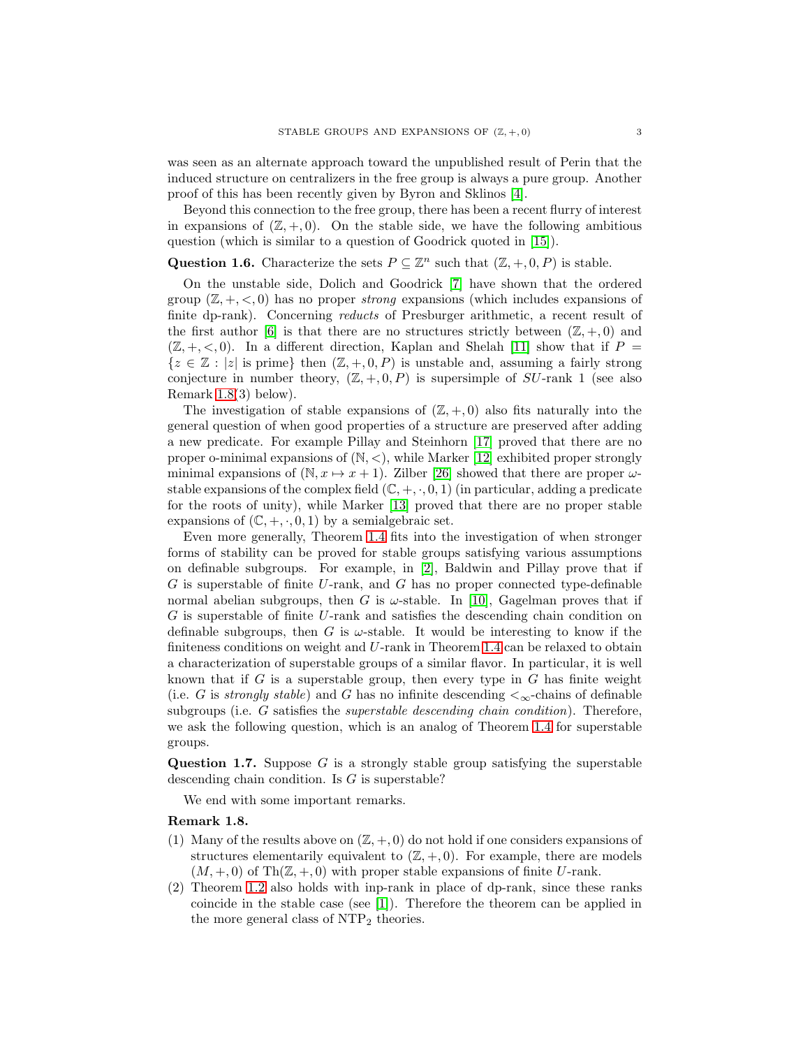was seen as an alternate approach toward the unpublished result of Perin that the induced structure on centralizers in the free group is always a pure group. Another proof of this has been recently given by Byron and Sklinos [4].

Beyond this connection to the free group, there has been a recent flurry of interest in expansions of $(\mathbb{Z}, +, 0)$. On the stable side, we have the following ambitious question (which is similar to a question of Goodrick quoted in [15]).

**Question 1.6.** Characterize the sets $P \subseteq \mathbb{Z}^n$ such that $(\mathbb{Z}, +, 0, P)$ is stable.

On the unstable side, Dolich and Goodrick [7] have shown that the ordered group $(\mathbb{Z}, +, <, 0)$ has no proper *strong* expansions (which includes expansions of finite dp-rank). Concerning *reducts* of Presburger arithmetic, a recent result of the first author [6] is that there are no structures strictly between $(\mathbb{Z}, +, 0)$ and $(\mathbb{Z}, +, <, 0)$. In a different direction, Kaplan and Shelah [11] show that if $P = \{z \in \mathbb{Z} : |z| \text{ is prime}\}$ then $(\mathbb{Z}, +, 0, P)$ is unstable and, assuming a fairly strong conjecture in number theory, $(\mathbb{Z}, +, 0, P)$ is supersimple of $SU$-rank 1 (see also Remark 1.8(3) below).

The investigation of stable expansions of $(\mathbb{Z}, +, 0)$ also fits naturally into the general question of when good properties of a structure are preserved after adding a new predicate. For example Pillay and Steinhorn [17] proved that there are no proper o-minimal expansions of $(\mathbb{N}, <)$, while Marker [12] exhibited proper strongly minimal expansions of $(\mathbb{N}, x \mapsto x + 1)$. Zilber [26] showed that there are proper $\omega$-stable expansions of the complex field $(\mathbb{C}, +, \cdot, 0, 1)$ (in particular, adding a predicate for the roots of unity), while Marker [13] proved that there are no proper stable expansions of $(\mathbb{C}, +, \cdot, 0, 1)$ by a semialgebraic set.

Even more generally, Theorem 1.4 fits into the investigation of when stronger forms of stability can be proved for stable groups satisfying various assumptions on definable subgroups. For example, in [2], Baldwin and Pillay prove that if $G$ is superstable of finite $U$-rank, and $G$ has no proper connected type-definable normal abelian subgroups, then $G$ is $\omega$-stable. In [10], Gagelman proves that if $G$ is superstable of finite $U$-rank and satisfies the descending chain condition on definable subgroups, then $G$ is $\omega$-stable. It would be interesting to know if the finiteness conditions on weight and $U$-rank in Theorem 1.4 can be relaxed to obtain a characterization of superstable groups of a similar flavor. In particular, it is well known that if $G$ is a superstable group, then every type in $G$ has finite weight (i.e. $G$ is *strongly stable*) and $G$ has no infinite descending $<_\infty$-chains of definable subgroups (i.e. $G$ satisfies the *superstable descending chain condition*). Therefore, we ask the following question, which is an analog of Theorem 1.4 for superstable groups.

**Question 1.7.** Suppose $G$ is a strongly stable group satisfying the superstable descending chain condition. Is $G$ is superstable?

We end with some important remarks.

**Remark 1.8.**

(1) Many of the results above on $(\mathbb{Z}, +, 0)$ do not hold if one considers expansions of structures elementarily equivalent to $(\mathbb{Z}, +, 0)$. For example, there are models $(M, +, 0)$ of $\text{Th}(\mathbb{Z}, +, 0)$ with proper stable expansions of finite $U$-rank.

(2) Theorem 1.2 also holds with inp-rank in place of dp-rank, since these ranks coincide in the stable case (see [1]). Therefore the theorem can be applied in the more general class of $\text{NTP}_2$ theories.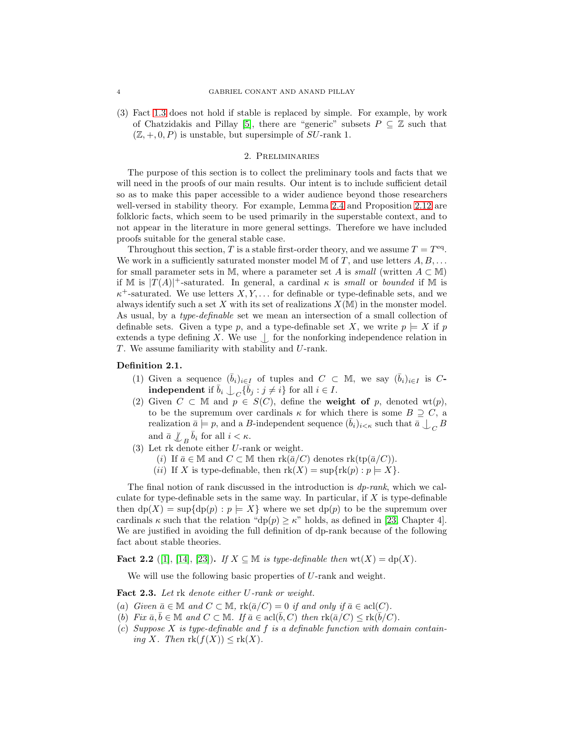(3) Fact 1.3 does not hold if stable is replaced by simple. For example, by work of Chatzidakis and Pillay [5], there are "generic" subsets $P \subseteq \mathbb{Z}$ such that $(\mathbb{Z}, +, 0, P)$ is unstable, but supersimple of $SU$-rank 1.

## 2. Preliminaries

The purpose of this section is to collect the preliminary tools and facts that we will need in the proofs of our main results. Our intent is to include sufficient detail so as to make this paper accessible to a wider audience beyond those researchers well-versed in stability theory. For example, Lemma 2.4 and Proposition 2.12 are folkloric facts, which seem to be used primarily in the superstable context, and to not appear in the literature in more general settings. Therefore we have included proofs suitable for the general stable case.

Throughout this section, $T$ is a stable first-order theory, and we assume $T = T^{\text{eq}}$. We work in a sufficiently saturated monster model $\mathbb{M}$ of $T$, and use letters $A, B, \ldots$ for small parameter sets in $\mathbb{M}$, where a parameter set $A$ is *small* (written $A \subset \mathbb{M}$) if $\mathbb{M}$ is $|T(A)|^+$-saturated. In general, a cardinal $\kappa$ is *small* or *bounded* if $\mathbb{M}$ is $\kappa^+$-saturated. We use letters $X, Y, \ldots$ for definable or type-definable sets, and we always identify such a set $X$ with its set of realizations $X(\mathbb{M})$ in the monster model. As usual, by a *type-definable* set we mean an intersection of a small collection of definable sets. Given a type $p$, and a type-definable set $X$, we write $p \models X$ if $p$ extends a type defining $X$. We use $\mathop{\smile\hspace{-0.9em}\mid\hspace{0.4em}}$ for the nonforking independence relation in $T$. We assume familiarity with stability and $U$-rank.

**Definition 2.1.**

(1) Given a sequence $(\bar{b}_i)_{i \in I}$ of tuples and $C \subset \mathbb{M}$, we say $(\bar{b}_i)_{i \in I}$ is $C$-**independent** if $\bar{b}_i \mathop{\smile\hspace{-0.9em}\mid\hspace{0.4em}}_C \{\bar{b}_j : j \neq i\}$ for all $i \in I$.

(2) Given $C \subset \mathbb{M}$ and $p \in S(C)$, define the **weight of** $p$, denoted $\text{wt}(p)$, to be the supremum over cardinals $\kappa$ for which there is some $B \supseteq C$, a realization $\bar{a} \models p$, and a $B$-independent sequence $(\bar{b}_i)_{i < \kappa}$ such that $\bar{a} \mathop{\smile\hspace{-0.9em}\mid\hspace{0.4em}}_C B$ and $\bar{a} \not\mathop{\smile\hspace{-0.9em}\mid\hspace{0.4em}}_B \bar{b}_i$ for all $i < \kappa$.

(3) Let rk denote either $U$-rank or weight.
   - (*i*) If $\bar{a} \in \mathbb{M}$ and $C \subset \mathbb{M}$ then $\text{rk}(\bar{a}/C)$ denotes $\text{rk}(\text{tp}(\bar{a}/C))$.
   - (*ii*) If $X$ is type-definable, then $\text{rk}(X) = \sup\{\text{rk}(p) : p \models X\}$.

The final notion of rank discussed in the introduction is *dp-rank*, which we calculate for type-definable sets in the same way. In particular, if $X$ is type-definable then $\text{dp}(X) = \sup\{\text{dp}(p) : p \models X\}$ where we set $\text{dp}(p)$ to be the supremum over cardinals $\kappa$ such that the relation "$\text{dp}(p) \geq \kappa$" holds, as defined in [23, Chapter 4]. We are justified in avoiding the full definition of dp-rank because of the following fact about stable theories.

**Fact 2.2** ([1], [14], [23]). *If $X \subseteq \mathbb{M}$ is type-definable then $\text{wt}(X) = \text{dp}(X)$.*

We will use the following basic properties of $U$-rank and weight.

**Fact 2.3.** *Let* rk *denote either $U$-rank or weight.*

(*a*) *Given $\bar{a} \in \mathbb{M}$ and $C \subset \mathbb{M}$, $\text{rk}(\bar{a}/C) = 0$ if and only if $\bar{a} \in \text{acl}(C)$.*

(*b*) *Fix $\bar{a}, \bar{b} \in \mathbb{M}$ and $C \subset \mathbb{M}$. If $\bar{a} \in \text{acl}(\bar{b}, C)$ then $\text{rk}(\bar{a}/C) \leq \text{rk}(\bar{b}/C)$.*

(*c*) *Suppose $X$ is type-definable and $f$ is a definable function with domain containing $X$. Then $\text{rk}(f(X)) \leq \text{rk}(X)$.*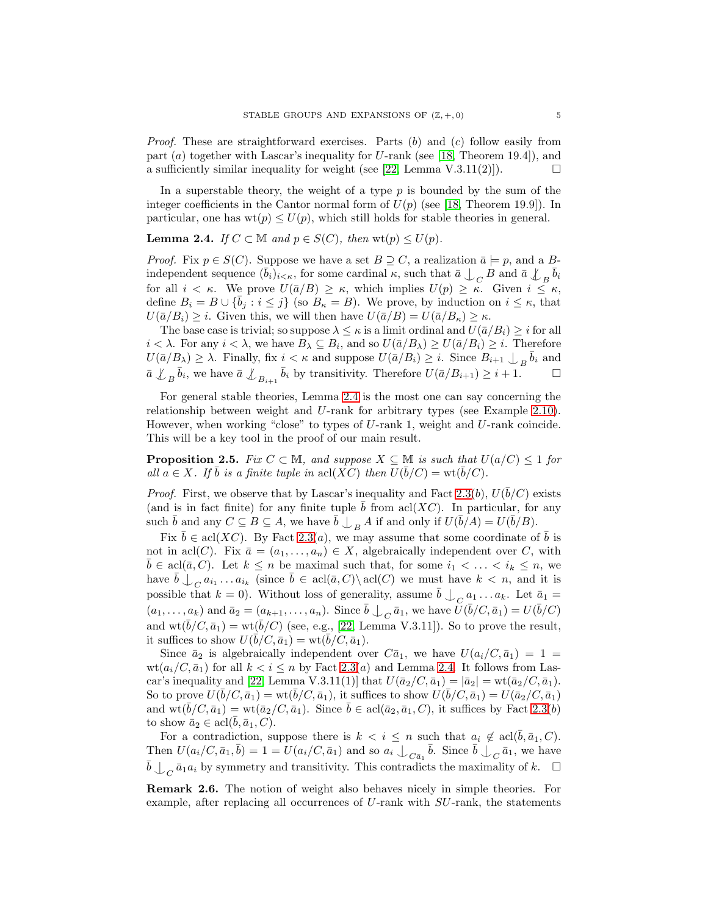*Proof.* These are straightforward exercises. Parts $(b)$ and $(c)$ follow easily from part $(a)$ together with Lascar's inequality for $U$-rank (see [18, Theorem 19.4]), and a sufficiently similar inequality for weight (see [22, Lemma V.3.11(2)]). $\square$

In a superstable theory, the weight of a type $p$ is bounded by the sum of the integer coefficients in the Cantor normal form of $U(p)$ (see [18, Theorem 19.9]). In particular, one has $\mathrm{wt}(p) \leq U(p)$, which still holds for stable theories in general.

**Lemma 2.4.** *If $C \subset \mathbb{M}$ and $p \in S(C)$, then $\mathrm{wt}(p) \leq U(p)$.*

*Proof.* Fix $p \in S(C)$. Suppose we have a set $B \supseteq C$, a realization $\bar{a} \models p$, and a $B$-independent sequence $(\bar{b}_i)_{i<\kappa}$, for some cardinal $\kappa$, such that $\bar{a} \mathop{\smile\!\!\!\!\!\mid}_C B$ and $\bar{a} \not\mathop{\smile\!\!\!\!\!\mid}_B \bar{b}_i$ for all $i < \kappa$. We prove $U(\bar{a}/B) \geq \kappa$, which implies $U(p) \geq \kappa$. Given $i \leq \kappa$, define $B_i = B \cup \{\bar{b}_j : i \leq j\}$ (so $B_\kappa = B$). We prove, by induction on $i \leq \kappa$, that $U(\bar{a}/B_i) \geq i$. Given this, we will then have $U(\bar{a}/B) = U(\bar{a}/B_\kappa) \geq \kappa$.

The base case is trivial; so suppose $\lambda \leq \kappa$ is a limit ordinal and $U(\bar{a}/B_i) \geq i$ for all $i < \lambda$. For any $i < \lambda$, we have $B_\lambda \subseteq B_i$, and so $U(\bar{a}/B_\lambda) \geq U(\bar{a}/B_i) \geq i$. Therefore $U(\bar{a}/B_\lambda) \geq \lambda$. Finally, fix $i < \kappa$ and suppose $U(\bar{a}/B_i) \geq i$. Since $B_{i+1} \mathop{\smile\!\!\!\!\!\mid}_B \bar{b}_i$ and $\bar{a} \not\mathop{\smile\!\!\!\!\!\mid}_B \bar{b}_i$, we have $\bar{a} \not\mathop{\smile\!\!\!\!\!\mid}_{B_{i+1}} \bar{b}_i$ by transitivity. Therefore $U(\bar{a}/B_{i+1}) \geq i+1$. $\square$

For general stable theories, Lemma 2.4 is the most one can say concerning the relationship between weight and $U$-rank for arbitrary types (see Example 2.10). However, when working "close" to types of $U$-rank 1, weight and $U$-rank coincide. This will be a key tool in the proof of our main result.

**Proposition 2.5.** *Fix $C \subset \mathbb{M}$, and suppose $X \subseteq \mathbb{M}$ is such that $U(a/C) \leq 1$ for all $a \in X$. If $\bar{b}$ is a finite tuple in $\mathrm{acl}(XC)$ then $U(\bar{b}/C) = \mathrm{wt}(\bar{b}/C)$.*

*Proof.* First, we observe that by Lascar's inequality and Fact 2.3$(b)$, $U(\bar{b}/C)$ exists (and is in fact finite) for any finite tuple $\bar{b}$ from $\mathrm{acl}(XC)$. In particular, for any such $\bar{b}$ and any $C \subseteq B \subseteq A$, we have $\bar{b} \mathop{\smile\!\!\!\!\!\mid}_B A$ if and only if $U(\bar{b}/A) = U(\bar{b}/B)$.

Fix $\bar{b} \in \mathrm{acl}(XC)$. By Fact 2.3$(a)$, we may assume that some coordinate of $\bar{b}$ is not in $\mathrm{acl}(C)$. Fix $\bar{a} = (a_1, \ldots, a_n) \in X$, algebraically independent over $C$, with $\bar{b} \in \mathrm{acl}(\bar{a}, C)$. Let $k \leq n$ be maximal such that, for some $i_1 < \ldots < i_k \leq n$, we have $\bar{b} \mathop{\smile\!\!\!\!\!\mid}_C a_{i_1} \ldots a_{i_k}$ (since $\bar{b} \in \mathrm{acl}(\bar{a}, C) \backslash \mathrm{acl}(C)$ we must have $k < n$, and it is possible that $k = 0$). Without loss of generality, assume $\bar{b} \mathop{\smile\!\!\!\!\!\mid}_C a_1 \ldots a_k$. Let $\bar{a}_1 = (a_1, \ldots, a_k)$ and $\bar{a}_2 = (a_{k+1}, \ldots, a_n)$. Since $\bar{b} \mathop{\smile\!\!\!\!\!\mid}_C \bar{a}_1$, we have $U(\bar{b}/C, \bar{a}_1) = U(\bar{b}/C)$ and $\mathrm{wt}(\bar{b}/C, \bar{a}_1) = \mathrm{wt}(\bar{b}/C)$ (see, e.g., [22, Lemma V.3.11]). So to prove the result, it suffices to show $U(\bar{b}/C, \bar{a}_1) = \mathrm{wt}(\bar{b}/C, \bar{a}_1)$.

Since $\bar{a}_2$ is algebraically independent over $C\bar{a}_1$, we have $U(a_i/C, \bar{a}_1) = 1 = \mathrm{wt}(a_i/C, \bar{a}_1)$ for all $k < i \leq n$ by Fact 2.3$(a)$ and Lemma 2.4. It follows from Lascar's inequality and [22, Lemma V.3.11(1)] that $U(\bar{a}_2/C, \bar{a}_1) = |\bar{a}_2| = \mathrm{wt}(\bar{a}_2/C, \bar{a}_1)$. So to prove $U(\bar{b}/C, \bar{a}_1) = \mathrm{wt}(\bar{b}/C, \bar{a}_1)$, it suffices to show $U(\bar{b}/C, \bar{a}_1) = U(\bar{a}_2/C, \bar{a}_1)$ and $\mathrm{wt}(\bar{b}/C, \bar{a}_1) = \mathrm{wt}(\bar{a}_2/C, \bar{a}_1)$. Since $\bar{b} \in \mathrm{acl}(\bar{a}_2, \bar{a}_1, C)$, it suffices by Fact 2.3$(b)$ to show $\bar{a}_2 \in \mathrm{acl}(\bar{b}, \bar{a}_1, C)$.

For a contradiction, suppose there is $k < i \leq n$ such that $a_i \notin \mathrm{acl}(\bar{b}, \bar{a}_1, C)$. Then $U(a_i/C, \bar{a}_1, \bar{b}) = 1 = U(a_i/C, \bar{a}_1)$ and so $a_i \mathop{\smile\!\!\!\!\!\mid}_{C\bar{a}_1} \bar{b}$. Since $\bar{b} \mathop{\smile\!\!\!\!\!\mid}_C \bar{a}_1$, we have $\bar{b} \mathop{\smile\!\!\!\!\!\mid}_C \bar{a}_1 a_i$ by symmetry and transitivity. This contradicts the maximality of $k$. $\square$

**Remark 2.6.** The notion of weight also behaves nicely in simple theories. For example, after replacing all occurrences of $U$-rank with $SU$-rank, the statements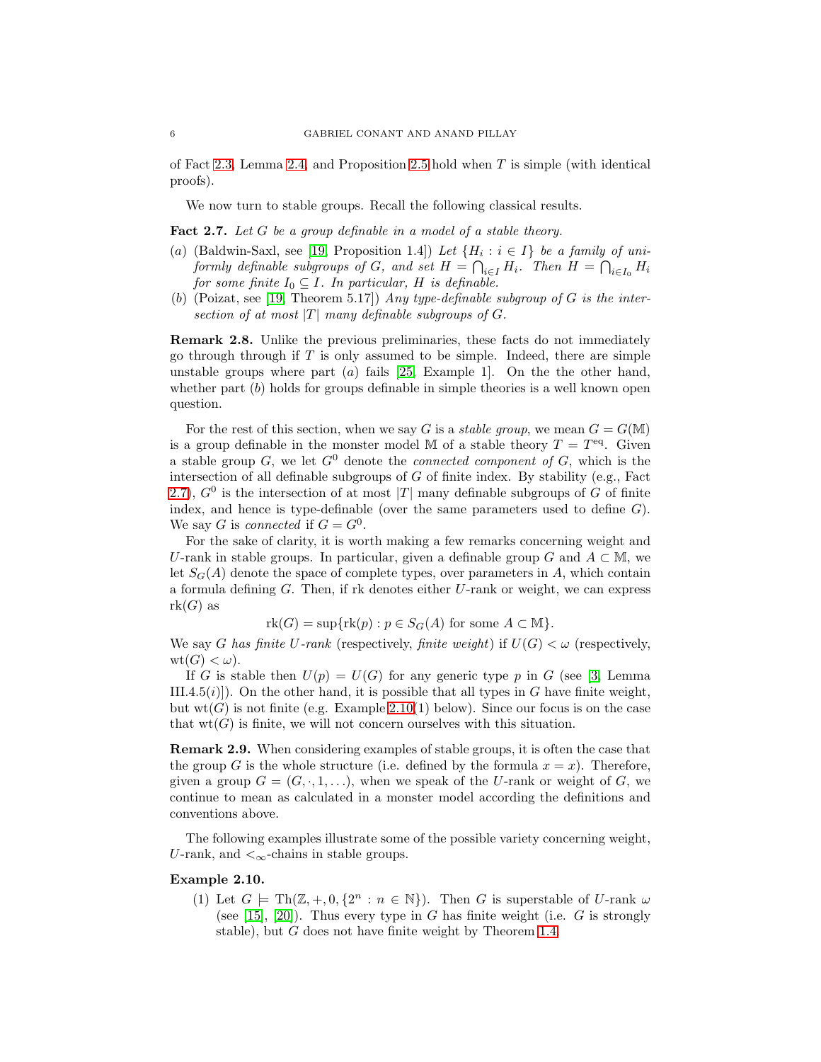of Fact 2.3, Lemma 2.4, and Proposition 2.5 hold when $T$ is simple (with identical proofs).

We now turn to stable groups. Recall the following classical results.

**Fact 2.7.** *Let $G$ be a group definable in a model of a stable theory.*

- $(a)$ (Baldwin-Saxl, see [19, Proposition 1.4]) *Let $\{H_i : i \in I\}$ be a family of uniformly definable subgroups of $G$, and set $H = \bigcap_{i \in I} H_i$. Then $H = \bigcap_{i \in I_0} H_i$ for some finite $I_0 \subseteq I$. In particular, $H$ is definable.*
- $(b)$ (Poizat, see [19, Theorem 5.17]) *Any type-definable subgroup of $G$ is the intersection of at most $|T|$ many definable subgroups of $G$.*

**Remark 2.8.** Unlike the previous preliminaries, these facts do not immediately go through through if $T$ is only assumed to be simple. Indeed, there are simple unstable groups where part $(a)$ fails [25, Example 1]. On the the other hand, whether part $(b)$ holds for groups definable in simple theories is a well known open question.

For the rest of this section, when we say $G$ is a *stable group*, we mean $G = G(\mathbb{M})$ is a group definable in the monster model $\mathbb{M}$ of a stable theory $T = T^{\text{eq}}$. Given a stable group $G$, we let $G^0$ denote the *connected component of* $G$, which is the intersection of all definable subgroups of $G$ of finite index. By stability (e.g., Fact 2.7), $G^0$ is the intersection of at most $|T|$ many definable subgroups of $G$ of finite index, and hence is type-definable (over the same parameters used to define $G$). We say $G$ is *connected* if $G = G^0$.

For the sake of clarity, it is worth making a few remarks concerning weight and $U$-rank in stable groups. In particular, given a definable group $G$ and $A \subset \mathbb{M}$, we let $S_G(A)$ denote the space of complete types, over parameters in $A$, which contain a formula defining $G$. Then, if rk denotes either $U$-rank or weight, we can express $\text{rk}(G)$ as

$$\text{rk}(G) = \sup\{\text{rk}(p) : p \in S_G(A) \text{ for some } A \subset \mathbb{M}\}.$$

We say $G$ *has finite $U$-rank* (respectively, *finite weight*) if $U(G) < \omega$ (respectively, $\text{wt}(G) < \omega$).

If $G$ is stable then $U(p) = U(G)$ for any generic type $p$ in $G$ (see [3, Lemma III.4.5$(i)$]). On the other hand, it is possible that all types in $G$ have finite weight, but $\text{wt}(G)$ is not finite (e.g. Example 2.10(1) below). Since our focus is on the case that $\text{wt}(G)$ is finite, we will not concern ourselves with this situation.

**Remark 2.9.** When considering examples of stable groups, it is often the case that the group $G$ is the whole structure (i.e. defined by the formula $x = x$). Therefore, given a group $G = (G, \cdot, 1, \ldots)$, when we speak of the $U$-rank or weight of $G$, we continue to mean as calculated in a monster model according the definitions and conventions above.

The following examples illustrate some of the possible variety concerning weight, $U$-rank, and $<_\infty$-chains in stable groups.

**Example 2.10.**

1. Let $G \models \text{Th}(\mathbb{Z}, +, 0, \{2^n : n \in \mathbb{N}\})$. Then $G$ is superstable of $U$-rank $\omega$ (see [15], [20]). Thus every type in $G$ has finite weight (i.e. $G$ is strongly stable), but $G$ does not have finite weight by Theorem 1.4.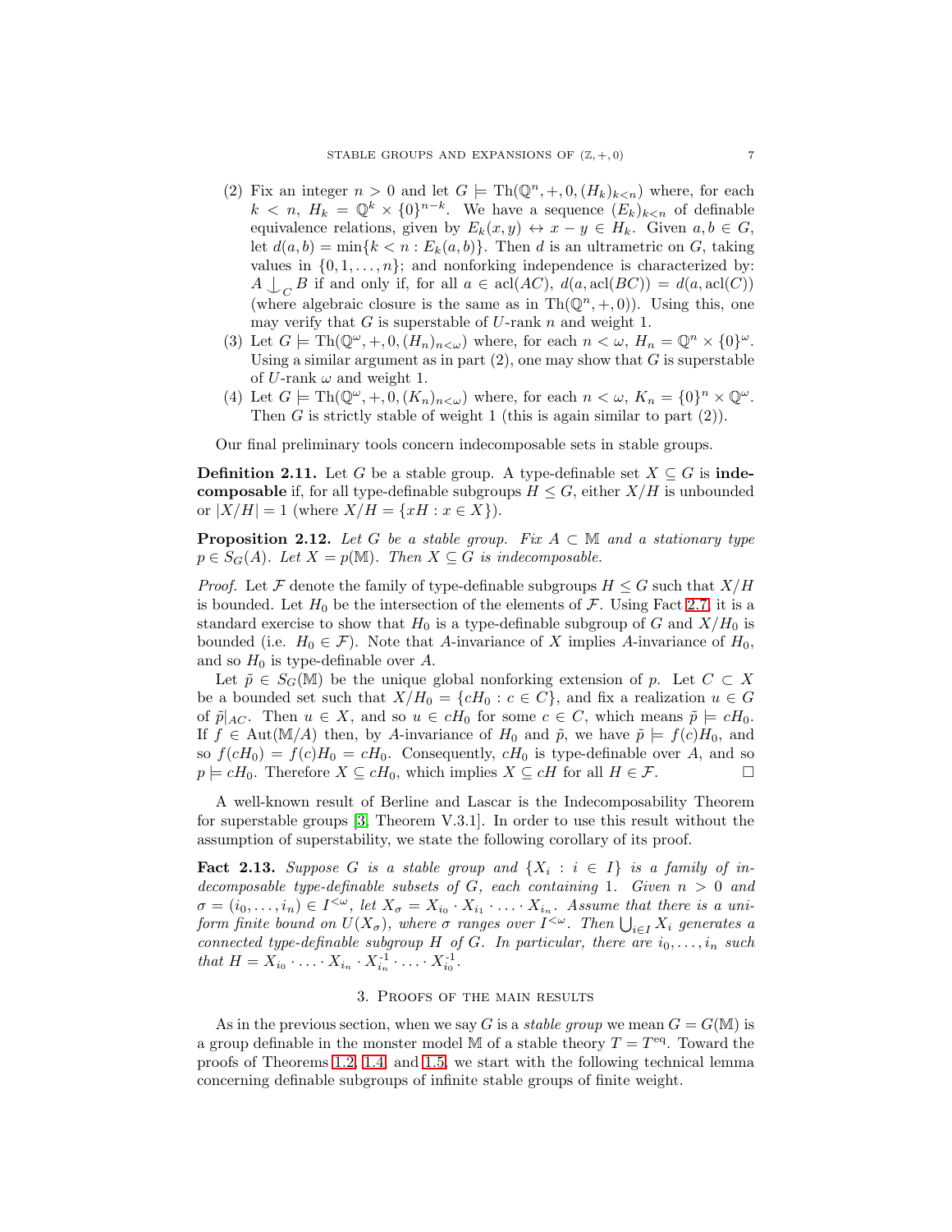(2) Fix an integer $n > 0$ and let $G \models \mathrm{Th}(\mathbb{Q}^n, +, 0, (H_k)_{k<n})$ where, for each $k < n$, $H_k = \mathbb{Q}^k \times \{0\}^{n-k}$. We have a sequence $(E_k)_{k<n}$ of definable equivalence relations, given by $E_k(x, y) \leftrightarrow x - y \in H_k$. Given $a, b \in G$, let $d(a, b) = \min\{k < n : E_k(a, b)\}$. Then $d$ is an ultrametric on $G$, taking values in $\{0, 1, \ldots, n\}$; and nonforking independence is characterized by: $A \mathop{\smile\!\!\!\!\!\!|}_C B$ if and only if, for all $a \in \mathrm{acl}(AC)$, $d(a, \mathrm{acl}(BC)) = d(a, \mathrm{acl}(C))$ (where algebraic closure is the same as in $\mathrm{Th}(\mathbb{Q}^n, +, 0)$). Using this, one may verify that $G$ is superstable of $U$-rank $n$ and weight 1.

(3) Let $G \models \mathrm{Th}(\mathbb{Q}^\omega, +, 0, (H_n)_{n<\omega})$ where, for each $n < \omega$, $H_n = \mathbb{Q}^n \times \{0\}^\omega$. Using a similar argument as in part (2), one may show that $G$ is superstable of $U$-rank $\omega$ and weight 1.

(4) Let $G \models \mathrm{Th}(\mathbb{Q}^\omega, +, 0, (K_n)_{n<\omega})$ where, for each $n < \omega$, $K_n = \{0\}^n \times \mathbb{Q}^\omega$. Then $G$ is strictly stable of weight 1 (this is again similar to part (2)).

Our final preliminary tools concern indecomposable sets in stable groups.

**Definition 2.11.** Let $G$ be a stable group. A type-definable set $X \subseteq G$ is **indecomposable** if, for all type-definable subgroups $H \leq G$, either $X/H$ is unbounded or $|X/H| = 1$ (where $X/H = \{xH : x \in X\}$).

**Proposition 2.12.** *Let $G$ be a stable group. Fix $A \subset \mathbb{M}$ and a stationary type $p \in S_G(A)$. Let $X = p(\mathbb{M})$. Then $X \subseteq G$ is indecomposable.*

*Proof.* Let $\mathcal{F}$ denote the family of type-definable subgroups $H \leq G$ such that $X/H$ is bounded. Let $H_0$ be the intersection of the elements of $\mathcal{F}$. Using Fact 2.7, it is a standard exercise to show that $H_0$ is a type-definable subgroup of $G$ and $X/H_0$ is bounded (i.e. $H_0 \in \mathcal{F}$). Note that $A$-invariance of $X$ implies $A$-invariance of $H_0$, and so $H_0$ is type-definable over $A$.

Let $\tilde{p} \in S_G(\mathbb{M})$ be the unique global nonforking extension of $p$. Let $C \subset X$ be a bounded set such that $X/H_0 = \{cH_0 : c \in C\}$, and fix a realization $u \in G$ of $\tilde{p}|_{AC}$. Then $u \in X$, and so $u \in cH_0$ for some $c \in C$, which means $\tilde{p} \models cH_0$. If $f \in \mathrm{Aut}(\mathbb{M}/A)$ then, by $A$-invariance of $H_0$ and $\tilde{p}$, we have $\tilde{p} \models f(c)H_0$, and so $f(cH_0) = f(c)H_0 = cH_0$. Consequently, $cH_0$ is type-definable over $A$, and so $p \models cH_0$. Therefore $X \subseteq cH_0$, which implies $X \subseteq cH$ for all $H \in \mathcal{F}$. $\square$

A well-known result of Berline and Lascar is the Indecomposability Theorem for superstable groups [3, Theorem V.3.1]. In order to use this result without the assumption of superstability, we state the following corollary of its proof.

**Fact 2.13.** *Suppose $G$ is a stable group and $\{X_i : i \in I\}$ is a family of indecomposable type-definable subsets of $G$, each containing 1. Given $n > 0$ and $\sigma = (i_0, \ldots, i_n) \in I^{<\omega}$, let $X_\sigma = X_{i_0} \cdot X_{i_1} \cdot \ldots \cdot X_{i_n}$. Assume that there is a uniform finite bound on $U(X_\sigma)$, where $\sigma$ ranges over $I^{<\omega}$. Then $\bigcup_{i \in I} X_i$ generates a connected type-definable subgroup $H$ of $G$. In particular, there are $i_0, \ldots, i_n$ such that $H = X_{i_0} \cdot \ldots \cdot X_{i_n} \cdot X_{i_n}^{-1} \cdot \ldots \cdot X_{i_0}^{-1}$.*

## 3. Proofs of the main results

As in the previous section, when we say $G$ is a *stable group* we mean $G = G(\mathbb{M})$ is a group definable in the monster model $\mathbb{M}$ of a stable theory $T = T^{\mathrm{eq}}$. Toward the proofs of Theorems 1.2, 1.4, and 1.5, we start with the following technical lemma concerning definable subgroups of infinite stable groups of finite weight.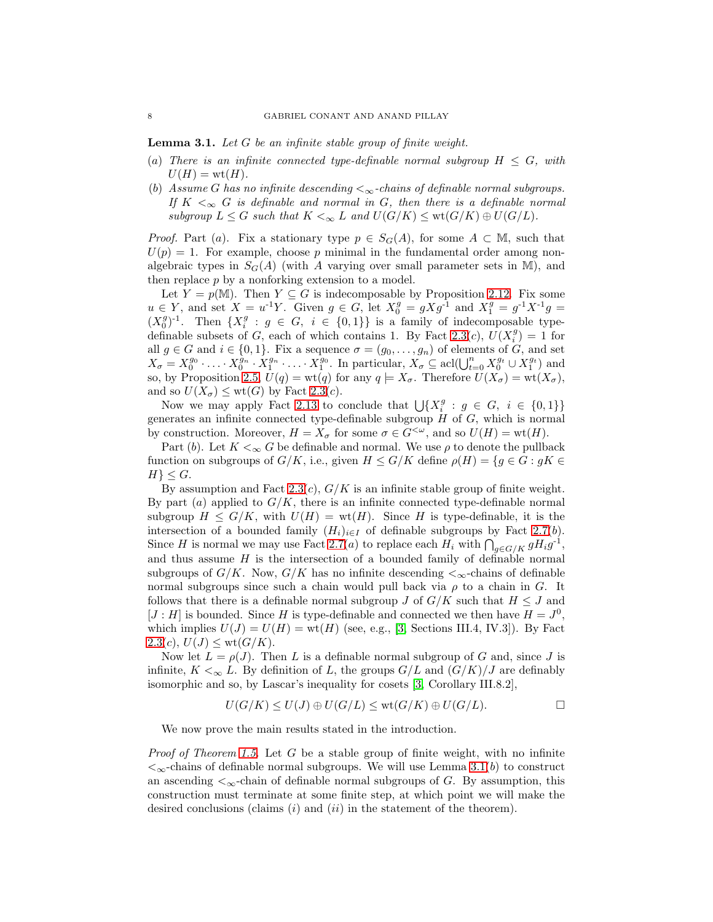**Lemma 3.1.** *Let $G$ be an infinite stable group of finite weight.*

*(a) There is an infinite connected type-definable normal subgroup $H \leq G$, with $U(H) = \mathrm{wt}(H)$.*

*(b) Assume $G$ has no infinite descending $<_\infty$-chains of definable normal subgroups. If $K <_\infty G$ is definable and normal in $G$, then there is a definable normal subgroup $L \leq G$ such that $K <_\infty L$ and $U(G/K) \leq \mathrm{wt}(G/K) \oplus U(G/L)$.*

*Proof.* Part $(a)$. Fix a stationary type $p \in S_G(A)$, for some $A \subset \mathbb{M}$, such that $U(p) = 1$. For example, choose $p$ minimal in the fundamental order among non-algebraic types in $S_G(A)$ (with $A$ varying over small parameter sets in $\mathbb{M}$), and then replace $p$ by a nonforking extension to a model.

Let $Y = p(\mathbb{M})$. Then $Y \subseteq G$ is indecomposable by Proposition 2.12. Fix some $u \in Y$, and set $X = u^{-1}Y$. Given $g \in G$, let $X_0^g = gXg^{-1}$ and $X_1^g = g^{-1}X^{-1}g = (X_0^g)^{-1}$. Then $\{X_i^g : g \in G,\ i \in \{0,1\}\}$ is a family of indecomposable type-definable subsets of $G$, each of which contains 1. By Fact 2.3$(c)$, $U(X_i^g) = 1$ for all $g \in G$ and $i \in \{0,1\}$. Fix a sequence $\sigma = (g_0, \ldots, g_n)$ of elements of $G$, and set $X_\sigma = X_0^{g_0} \cdot \ldots \cdot X_0^{g_n} \cdot X_1^{g_n} \cdot \ldots \cdot X_1^{g_0}$. In particular, $X_\sigma \subseteq \mathrm{acl}(\bigcup_{t=0}^n X_0^{g_t} \cup X_1^{g_t})$ and so, by Proposition 2.5, $U(q) = \mathrm{wt}(q)$ for any $q \models X_\sigma$. Therefore $U(X_\sigma) = \mathrm{wt}(X_\sigma)$, and so $U(X_\sigma) \leq \mathrm{wt}(G)$ by Fact 2.3$(c)$.

Now we may apply Fact 2.13 to conclude that $\bigcup\{X_i^g : g \in G,\ i \in \{0,1\}\}$ generates an infinite connected type-definable subgroup $H$ of $G$, which is normal by construction. Moreover, $H = X_\sigma$ for some $\sigma \in G^{<\omega}$, and so $U(H) = \mathrm{wt}(H)$.

Part $(b)$. Let $K <_\infty G$ be definable and normal. We use $\rho$ to denote the pullback function on subgroups of $G/K$, i.e., given $H \leq G/K$ define $\rho(H) = \{g \in G : gK \in H\} \leq G$.

By assumption and Fact 2.3$(c)$, $G/K$ is an infinite stable group of finite weight. By part $(a)$ applied to $G/K$, there is an infinite connected type-definable normal subgroup $H \leq G/K$, with $U(H) = \mathrm{wt}(H)$. Since $H$ is type-definable, it is the intersection of a bounded family $(H_i)_{i \in I}$ of definable subgroups by Fact 2.7$(b)$. Since $H$ is normal we may use Fact 2.7$(a)$ to replace each $H_i$ with $\bigcap_{g \in G/K} gH_ig^{-1}$, and thus assume $H$ is the intersection of a bounded family of definable normal subgroups of $G/K$. Now, $G/K$ has no infinite descending $<_\infty$-chains of definable normal subgroups since such a chain would pull back via $\rho$ to a chain in $G$. It follows that there is a definable normal subgroup $J$ of $G/K$ such that $H \leq J$ and $[J : H]$ is bounded. Since $H$ is type-definable and connected we then have $H = J^0$, which implies $U(J) = U(H) = \mathrm{wt}(H)$ (see, e.g., [3, Sections III.4, IV.3]). By Fact 2.3$(c)$, $U(J) \leq \mathrm{wt}(G/K)$.

Now let $L = \rho(J)$. Then $L$ is a definable normal subgroup of $G$ and, since $J$ is infinite, $K <_\infty L$. By definition of $L$, the groups $G/L$ and $(G/K)/J$ are definably isomorphic and so, by Lascar's inequality for cosets [3, Corollary III.8.2],

$$U(G/K) \leq U(J) \oplus U(G/L) \leq \mathrm{wt}(G/K) \oplus U(G/L). \qquad \square$$

We now prove the main results stated in the introduction.

*Proof of Theorem 1.5.* Let $G$ be a stable group of finite weight, with no infinite $<_\infty$-chains of definable normal subgroups. We will use Lemma 3.1$(b)$ to construct an ascending $<_\infty$-chain of definable normal subgroups of $G$. By assumption, this construction must terminate at some finite step, at which point we will make the desired conclusions (claims $(i)$ and $(ii)$ in the statement of the theorem).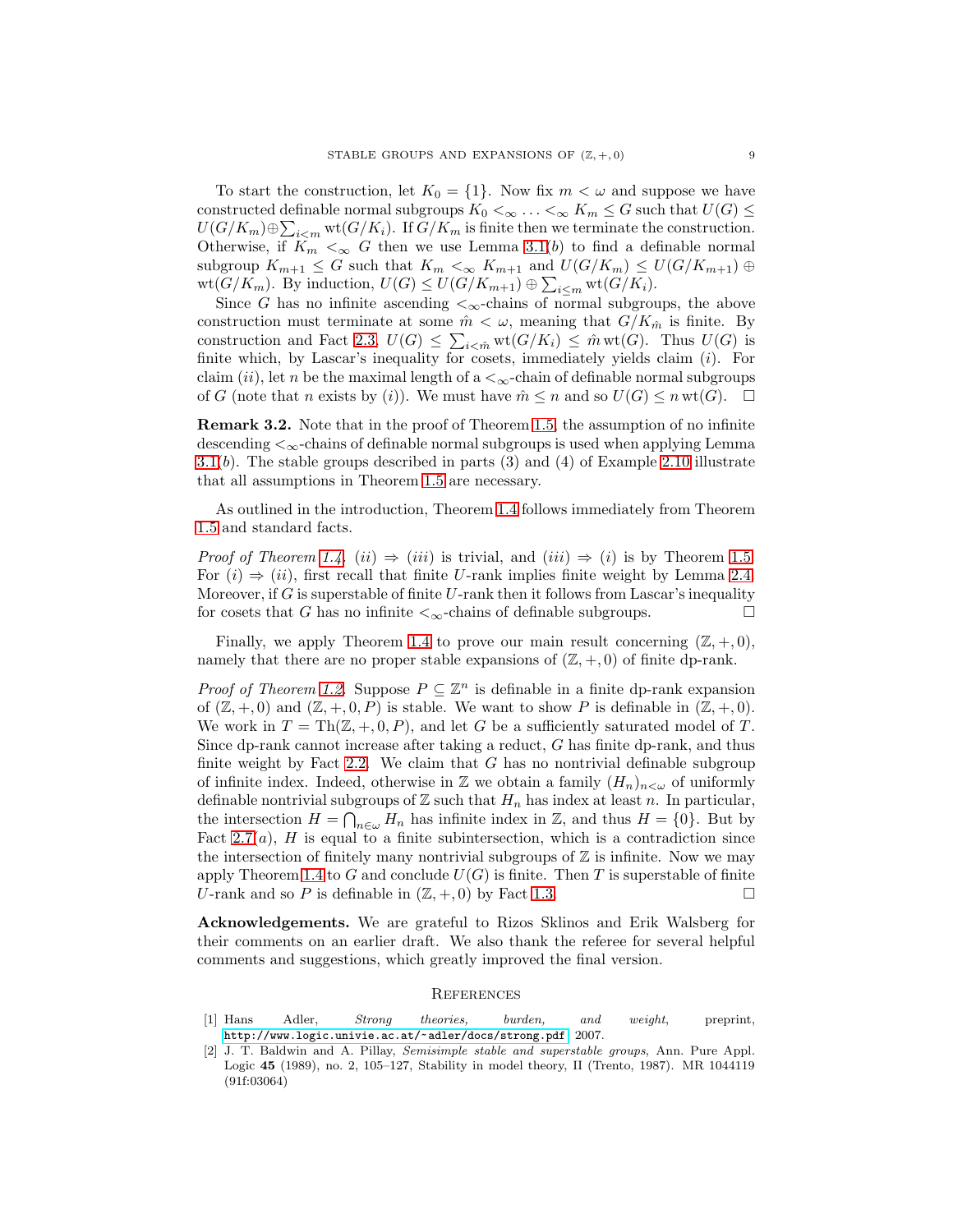To start the construction, let $K_0 = \{1\}$. Now fix $m < \omega$ and suppose we have constructed definable normal subgroups $K_0 <_\infty \ldots <_\infty K_m \leq G$ such that $U(G) \leq U(G/K_m) \oplus \sum_{i<m} \operatorname{wt}(G/K_i)$. If $G/K_m$ is finite then we terminate the construction. Otherwise, if $K_m <_\infty G$ then we use Lemma 3.1($b$) to find a definable normal subgroup $K_{m+1} \leq G$ such that $K_m <_\infty K_{m+1}$ and $U(G/K_m) \leq U(G/K_{m+1}) \oplus \operatorname{wt}(G/K_m)$. By induction, $U(G) \leq U(G/K_{m+1}) \oplus \sum_{i \leq m} \operatorname{wt}(G/K_i)$.

Since $G$ has no infinite ascending $<_\infty$-chains of normal subgroups, the above construction must terminate at some $\hat{m} < \omega$, meaning that $G/K_{\hat{m}}$ is finite. By construction and Fact 2.3, $U(G) \leq \sum_{i<\hat{m}} \operatorname{wt}(G/K_i) \leq \hat{m} \operatorname{wt}(G)$. Thus $U(G)$ is finite which, by Lascar's inequality for cosets, immediately yields claim ($i$). For claim ($ii$), let $n$ be the maximal length of a $<_\infty$-chain of definable normal subgroups of $G$ (note that $n$ exists by ($i$)). We must have $\hat{m} \leq n$ and so $U(G) \leq n \operatorname{wt}(G)$. □

**Remark 3.2.** Note that in the proof of Theorem 1.5, the assumption of no infinite descending $<_\infty$-chains of definable normal subgroups is used when applying Lemma 3.1($b$). The stable groups described in parts (3) and (4) of Example 2.10 illustrate that all assumptions in Theorem 1.5 are necessary.

As outlined in the introduction, Theorem 1.4 follows immediately from Theorem 1.5 and standard facts.

*Proof of Theorem 1.4.* ($ii$) $\Rightarrow$ ($iii$) is trivial, and ($iii$) $\Rightarrow$ ($i$) is by Theorem 1.5. For ($i$) $\Rightarrow$ ($ii$), first recall that finite $U$-rank implies finite weight by Lemma 2.4. Moreover, if $G$ is superstable of finite $U$-rank then it follows from Lascar's inequality for cosets that $G$ has no infinite $<_\infty$-chains of definable subgroups. □

Finally, we apply Theorem 1.4 to prove our main result concerning $(\mathbb{Z}, +, 0)$, namely that there are no proper stable expansions of $(\mathbb{Z}, +, 0)$ of finite dp-rank.

*Proof of Theorem 1.2.* Suppose $P \subseteq \mathbb{Z}^n$ is definable in a finite dp-rank expansion of $(\mathbb{Z}, +, 0)$ and $(\mathbb{Z}, +, 0, P)$ is stable. We want to show $P$ is definable in $(\mathbb{Z}, +, 0)$. We work in $T = \operatorname{Th}(\mathbb{Z}, +, 0, P)$, and let $G$ be a sufficiently saturated model of $T$. Since dp-rank cannot increase after taking a reduct, $G$ has finite dp-rank, and thus finite weight by Fact 2.2. We claim that $G$ has no nontrivial definable subgroup of infinite index. Indeed, otherwise in $\mathbb{Z}$ we obtain a family $(H_n)_{n<\omega}$ of uniformly definable nontrivial subgroups of $\mathbb{Z}$ such that $H_n$ has index at least $n$. In particular, the intersection $H = \bigcap_{n \in \omega} H_n$ has infinite index in $\mathbb{Z}$, and thus $H = \{0\}$. But by Fact 2.7($a$), $H$ is equal to a finite subintersection, which is a contradiction since the intersection of finitely many nontrivial subgroups of $\mathbb{Z}$ is infinite. Now we may apply Theorem 1.4 to $G$ and conclude $U(G)$ is finite. Then $T$ is superstable of finite $U$-rank and so $P$ is definable in $(\mathbb{Z}, +, 0)$ by Fact 1.3. □

**Acknowledgements.** We are grateful to Rizos Sklinos and Erik Walsberg for their comments on an earlier draft. We also thank the referee for several helpful comments and suggestions, which greatly improved the final version.

## References

[1] Hans Adler, *Strong theories, burden, and weight*, preprint, http://www.logic.univie.ac.at/~adler/docs/strong.pdf, 2007.

[2] J. T. Baldwin and A. Pillay, *Semisimple stable and superstable groups*, Ann. Pure Appl. Logic **45** (1989), no. 2, 105–127, Stability in model theory, II (Trento, 1987). MR 1044119 (91f:03064)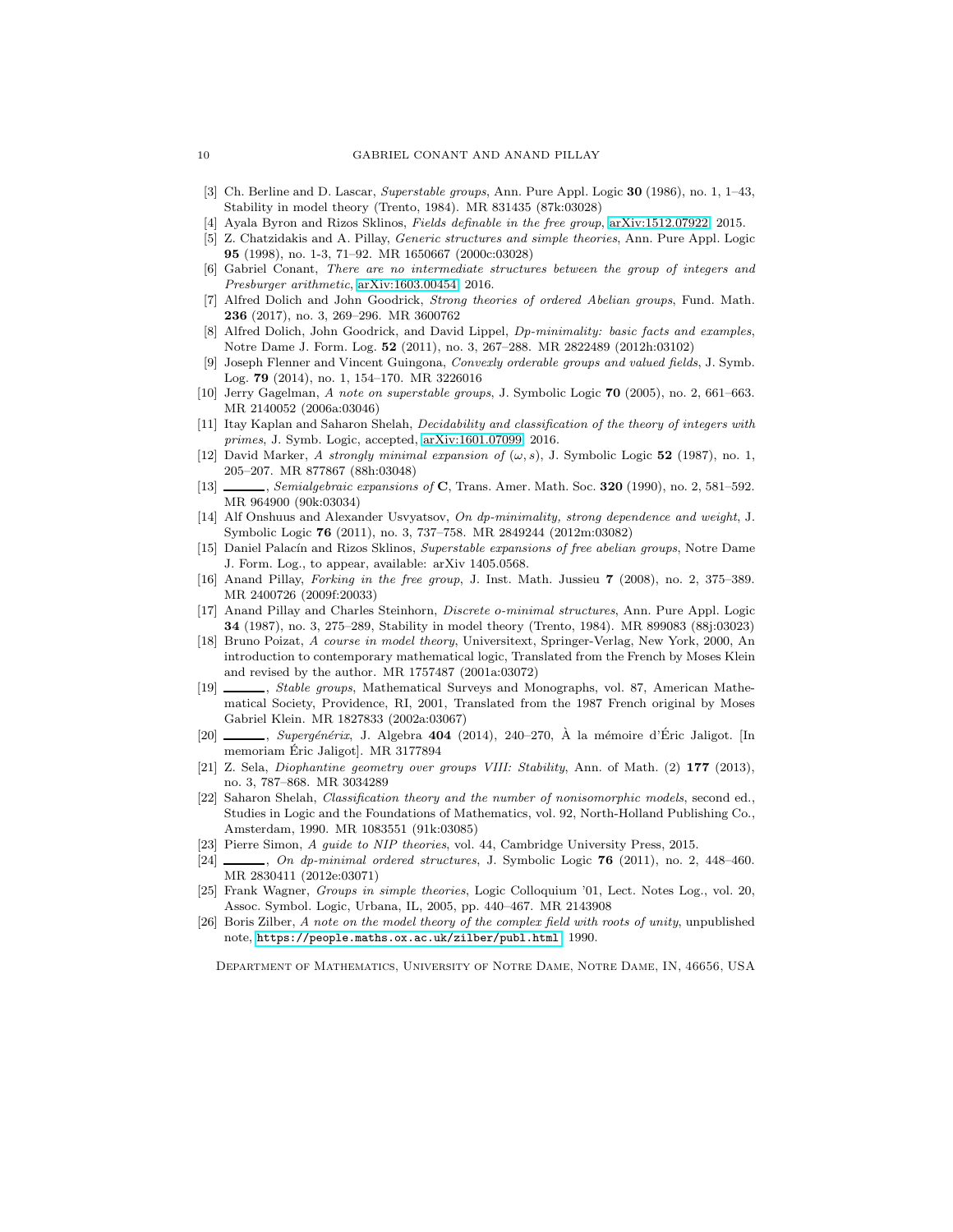[3] Ch. Berline and D. Lascar, *Superstable groups*, Ann. Pure Appl. Logic **30** (1986), no. 1, 1–43, Stability in model theory (Trento, 1984). MR 831435 (87k:03028)

[4] Ayala Byron and Rizos Sklinos, *Fields definable in the free group*, arXiv:1512.07922, 2015.

[5] Z. Chatzidakis and A. Pillay, *Generic structures and simple theories*, Ann. Pure Appl. Logic **95** (1998), no. 1-3, 71–92. MR 1650667 (2000c:03028)

[6] Gabriel Conant, *There are no intermediate structures between the group of integers and Presburger arithmetic*, arXiv:1603.00454, 2016.

[7] Alfred Dolich and John Goodrick, *Strong theories of ordered Abelian groups*, Fund. Math. **236** (2017), no. 3, 269–296. MR 3600762

[8] Alfred Dolich, John Goodrick, and David Lippel, *Dp-minimality: basic facts and examples*, Notre Dame J. Form. Log. **52** (2011), no. 3, 267–288. MR 2822489 (2012h:03102)

[9] Joseph Flenner and Vincent Guingona, *Convexly orderable groups and valued fields*, J. Symb. Log. **79** (2014), no. 1, 154–170. MR 3226016

[10] Jerry Gagelman, *A note on superstable groups*, J. Symbolic Logic **70** (2005), no. 2, 661–663. MR 2140052 (2006a:03046)

[11] Itay Kaplan and Saharon Shelah, *Decidability and classification of the theory of integers with primes*, J. Symb. Logic, accepted, arXiv:1601.07099, 2016.

[12] David Marker, *A strongly minimal expansion of* $(\omega, s)$, J. Symbolic Logic **52** (1987), no. 1, 205–207. MR 877867 (88h:03048)

[13] ______, *Semialgebraic expansions of* **C**, Trans. Amer. Math. Soc. **320** (1990), no. 2, 581–592. MR 964900 (90k:03034)

[14] Alf Onshuus and Alexander Usvyatsov, *On dp-minimality, strong dependence and weight*, J. Symbolic Logic **76** (2011), no. 3, 737–758. MR 2849244 (2012m:03082)

[15] Daniel Palacín and Rizos Sklinos, *Superstable expansions of free abelian groups*, Notre Dame J. Form. Log., to appear, available: arXiv 1405.0568.

[16] Anand Pillay, *Forking in the free group*, J. Inst. Math. Jussieu **7** (2008), no. 2, 375–389. MR 2400726 (2009f:20033)

[17] Anand Pillay and Charles Steinhorn, *Discrete o-minimal structures*, Ann. Pure Appl. Logic **34** (1987), no. 3, 275–289, Stability in model theory (Trento, 1984). MR 899083 (88j:03023)

[18] Bruno Poizat, *A course in model theory*, Universitext, Springer-Verlag, New York, 2000, An introduction to contemporary mathematical logic, Translated from the French by Moses Klein and revised by the author. MR 1757487 (2001a:03072)

[19] ______, *Stable groups*, Mathematical Surveys and Monographs, vol. 87, American Mathematical Society, Providence, RI, 2001, Translated from the 1987 French original by Moses Gabriel Klein. MR 1827833 (2002a:03067)

[20] ______, *Supergénérix*, J. Algebra **404** (2014), 240–270, À la mémoire d'Éric Jaligot. [In memoriam Éric Jaligot]. MR 3177894

[21] Z. Sela, *Diophantine geometry over groups VIII: Stability*, Ann. of Math. (2) **177** (2013), no. 3, 787–868. MR 3034289

[22] Saharon Shelah, *Classification theory and the number of nonisomorphic models*, second ed., Studies in Logic and the Foundations of Mathematics, vol. 92, North-Holland Publishing Co., Amsterdam, 1990. MR 1083551 (91k:03085)

[23] Pierre Simon, *A guide to NIP theories*, vol. 44, Cambridge University Press, 2015.

[24] ______, *On dp-minimal ordered structures*, J. Symbolic Logic **76** (2011), no. 2, 448–460. MR 2830411 (2012e:03071)

[25] Frank Wagner, *Groups in simple theories*, Logic Colloquium '01, Lect. Notes Log., vol. 20, Assoc. Symbol. Logic, Urbana, IL, 2005, pp. 440–467. MR 2143908

[26] Boris Zilber, *A note on the model theory of the complex field with roots of unity*, unpublished note, https://people.maths.ox.ac.uk/zilber/publ.html, 1990.

Department of Mathematics, University of Notre Dame, Notre Dame, IN, 46656, USA